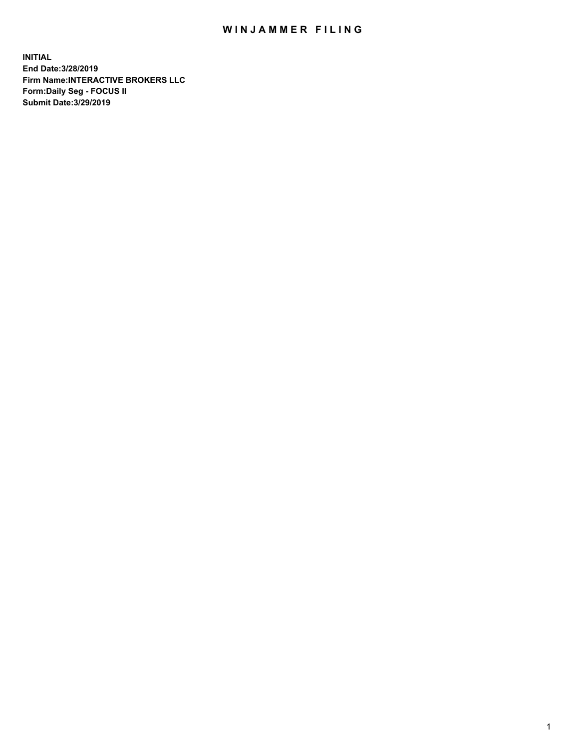# WINJAMMER FILING

**INITIAL**
**End Date:3/28/2019**
**Firm Name:INTERACTIVE BROKERS LLC**
**Form:Daily Seg - FOCUS II**
**Submit Date:3/29/2019**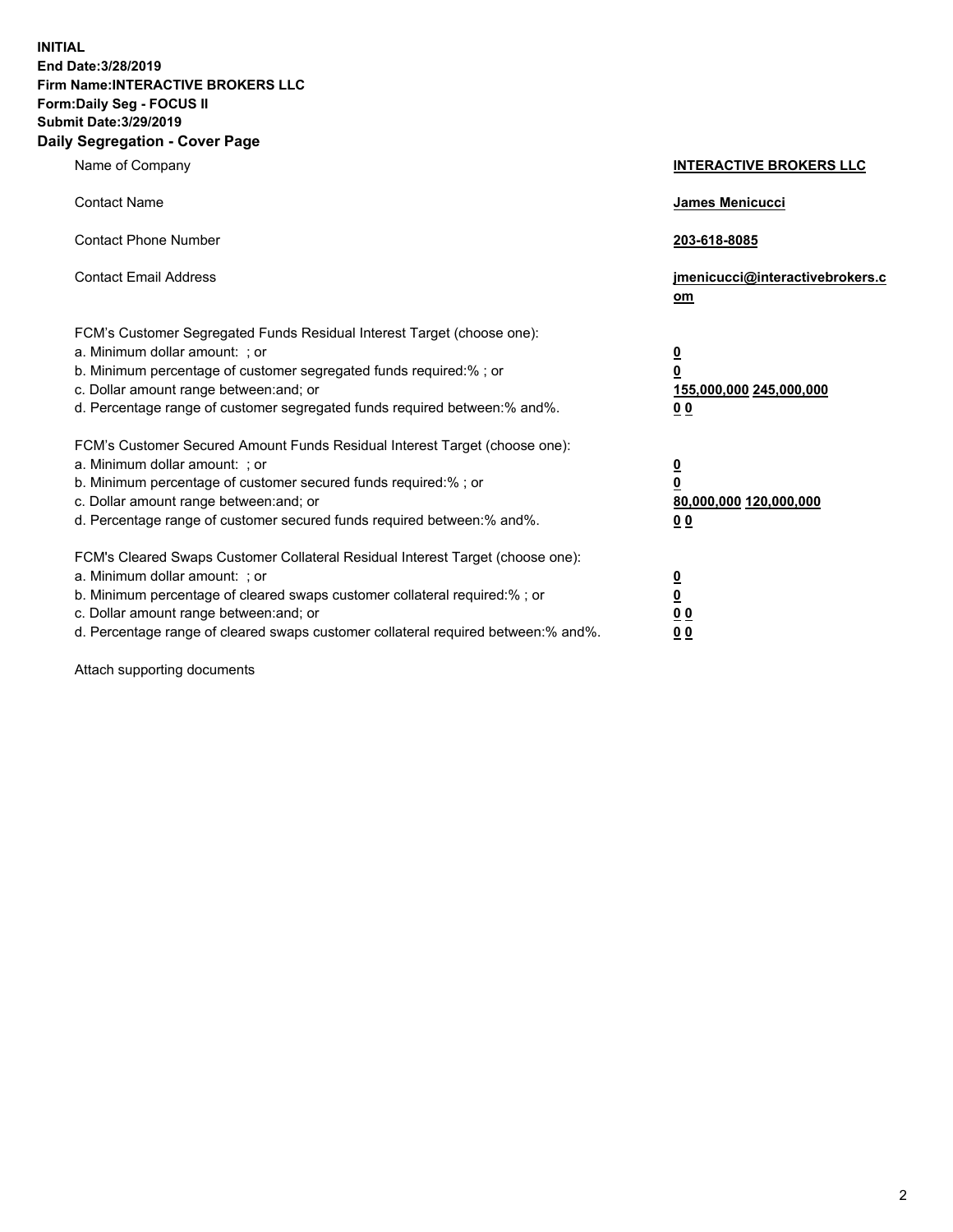**INITIAL**
**End Date:3/28/2019**
**Firm Name:INTERACTIVE BROKERS LLC**
**Form:Daily Seg - FOCUS II**
**Submit Date:3/29/2019**

## Daily Segregation - Cover Page

| | |
|---|---|
| Name of Company | **INTERACTIVE BROKERS LLC** |
| Contact Name | **James Menicucci** |
| Contact Phone Number | **203-618-8085** |
| Contact Email Address | **jmenicucci@interactivebrokers.com** |

| | |
|---|---|
| FCM's Customer Segregated Funds Residual Interest Target (choose one): | |
| a. Minimum dollar amount: ; or | **0** |
| b. Minimum percentage of customer segregated funds required:% ; or | **0** |
| c. Dollar amount range between:and; or | **155,000,000 245,000,000** |
| d. Percentage range of customer segregated funds required between:% and%. | **0 0** |
| FCM's Customer Secured Amount Funds Residual Interest Target (choose one): | |
| a. Minimum dollar amount: ; or | **0** |
| b. Minimum percentage of customer secured funds required:% ; or | **0** |
| c. Dollar amount range between:and; or | **80,000,000 120,000,000** |
| d. Percentage range of customer secured funds required between:% and%. | **0 0** |
| FCM's Cleared Swaps Customer Collateral Residual Interest Target (choose one): | |
| a. Minimum dollar amount: ; or | **0** |
| b. Minimum percentage of cleared swaps customer collateral required:% ; or | **0** |
| c. Dollar amount range between:and; or | **0 0** |
| d. Percentage range of cleared swaps customer collateral required between:% and%. | **0 0** |

Attach supporting documents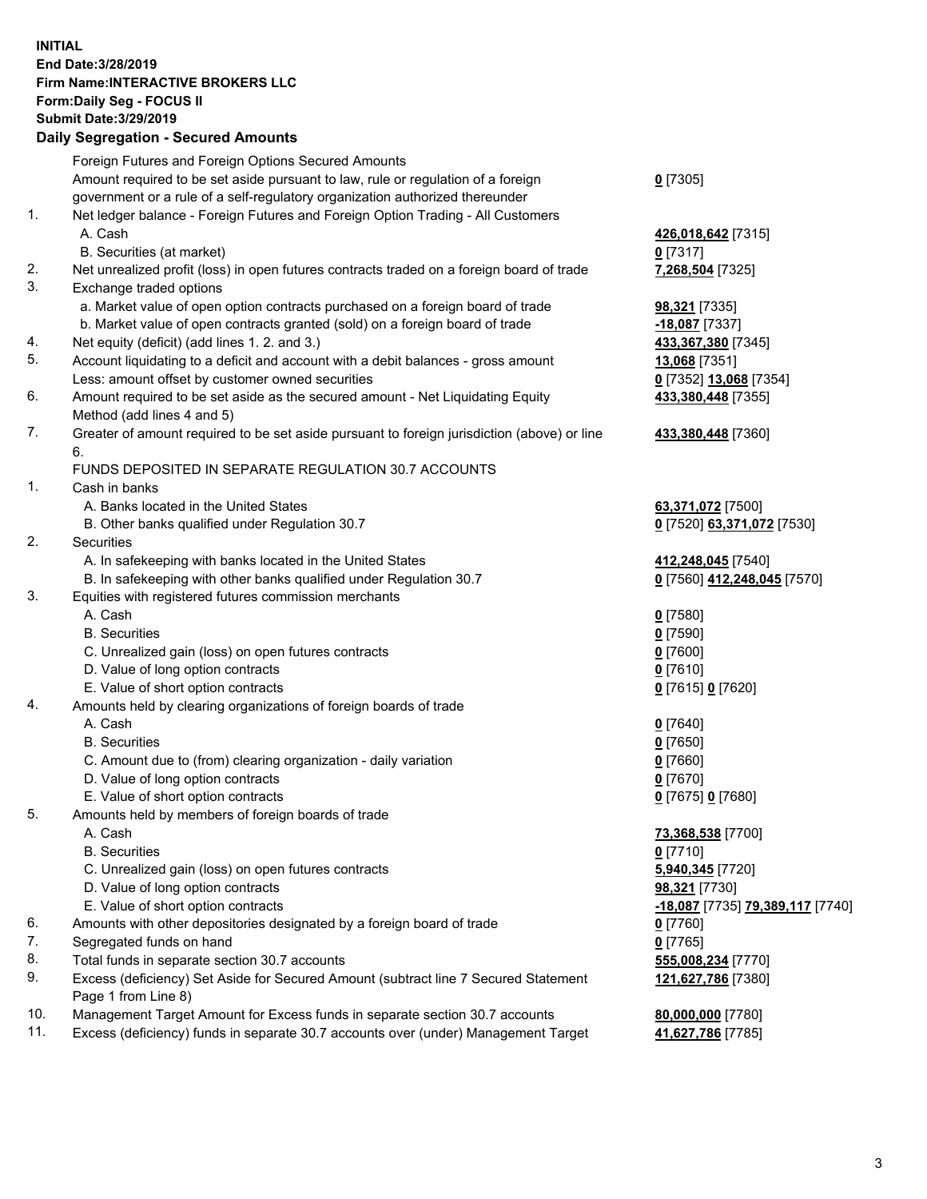**INITIAL**
**End Date:3/28/2019**
**Firm Name:INTERACTIVE BROKERS LLC**
**Form:Daily Seg - FOCUS II**
**Submit Date:3/29/2019**
**Daily Segregation - Secured Amounts**

| | | |
|---|---|---|
| | Foreign Futures and Foreign Options Secured Amounts | |
| | Amount required to be set aside pursuant to law, rule or regulation of a foreign government or a rule of a self-regulatory organization authorized thereunder | **0** [7305] |
| 1. | Net ledger balance - Foreign Futures and Foreign Option Trading - All Customers | |
| | A. Cash | **426,018,642** [7315] |
| | B. Securities (at market) | **0** [7317] |
| 2. | Net unrealized profit (loss) in open futures contracts traded on a foreign board of trade | **7,268,504** [7325] |
| 3. | Exchange traded options | |
| | a. Market value of open option contracts purchased on a foreign board of trade | **98,321** [7335] |
| | b. Market value of open contracts granted (sold) on a foreign board of trade | **-18,087** [7337] |
| 4. | Net equity (deficit) (add lines 1. 2. and 3.) | **433,367,380** [7345] |
| 5. | Account liquidating to a deficit and account with a debit balances - gross amount | **13,068** [7351] |
| | Less: amount offset by customer owned securities | **0** [7352] **13,068** [7354] |
| 6. | Amount required to be set aside as the secured amount - Net Liquidating Equity Method (add lines 4 and 5) | **433,380,448** [7355] |
| 7. | Greater of amount required to be set aside pursuant to foreign jurisdiction (above) or line 6. | **433,380,448** [7360] |
| | FUNDS DEPOSITED IN SEPARATE REGULATION 30.7 ACCOUNTS | |
| 1. | Cash in banks | |
| | A. Banks located in the United States | **63,371,072** [7500] |
| | B. Other banks qualified under Regulation 30.7 | **0** [7520] **63,371,072** [7530] |
| 2. | Securities | |
| | A. In safekeeping with banks located in the United States | **412,248,045** [7540] |
| | B. In safekeeping with other banks qualified under Regulation 30.7 | **0** [7560] **412,248,045** [7570] |
| 3. | Equities with registered futures commission merchants | |
| | A. Cash | **0** [7580] |
| | B. Securities | **0** [7590] |
| | C. Unrealized gain (loss) on open futures contracts | **0** [7600] |
| | D. Value of long option contracts | **0** [7610] |
| | E. Value of short option contracts | **0** [7615] **0** [7620] |
| 4. | Amounts held by clearing organizations of foreign boards of trade | |
| | A. Cash | **0** [7640] |
| | B. Securities | **0** [7650] |
| | C. Amount due to (from) clearing organization - daily variation | **0** [7660] |
| | D. Value of long option contracts | **0** [7670] |
| | E. Value of short option contracts | **0** [7675] **0** [7680] |
| 5. | Amounts held by members of foreign boards of trade | |
| | A. Cash | **73,368,538** [7700] |
| | B. Securities | **0** [7710] |
| | C. Unrealized gain (loss) on open futures contracts | **5,940,345** [7720] |
| | D. Value of long option contracts | **98,321** [7730] |
| | E. Value of short option contracts | **-18,087** [7735] **79,389,117** [7740] |
| 6. | Amounts with other depositories designated by a foreign board of trade | **0** [7760] |
| 7. | Segregated funds on hand | **0** [7765] |
| 8. | Total funds in separate section 30.7 accounts | **555,008,234** [7770] |
| 9. | Excess (deficiency) Set Aside for Secured Amount (subtract line 7 Secured Statement Page 1 from Line 8) | **121,627,786** [7380] |
| 10. | Management Target Amount for Excess funds in separate section 30.7 accounts | **80,000,000** [7780] |
| 11. | Excess (deficiency) funds in separate 30.7 accounts over (under) Management Target | **41,627,786** [7785] |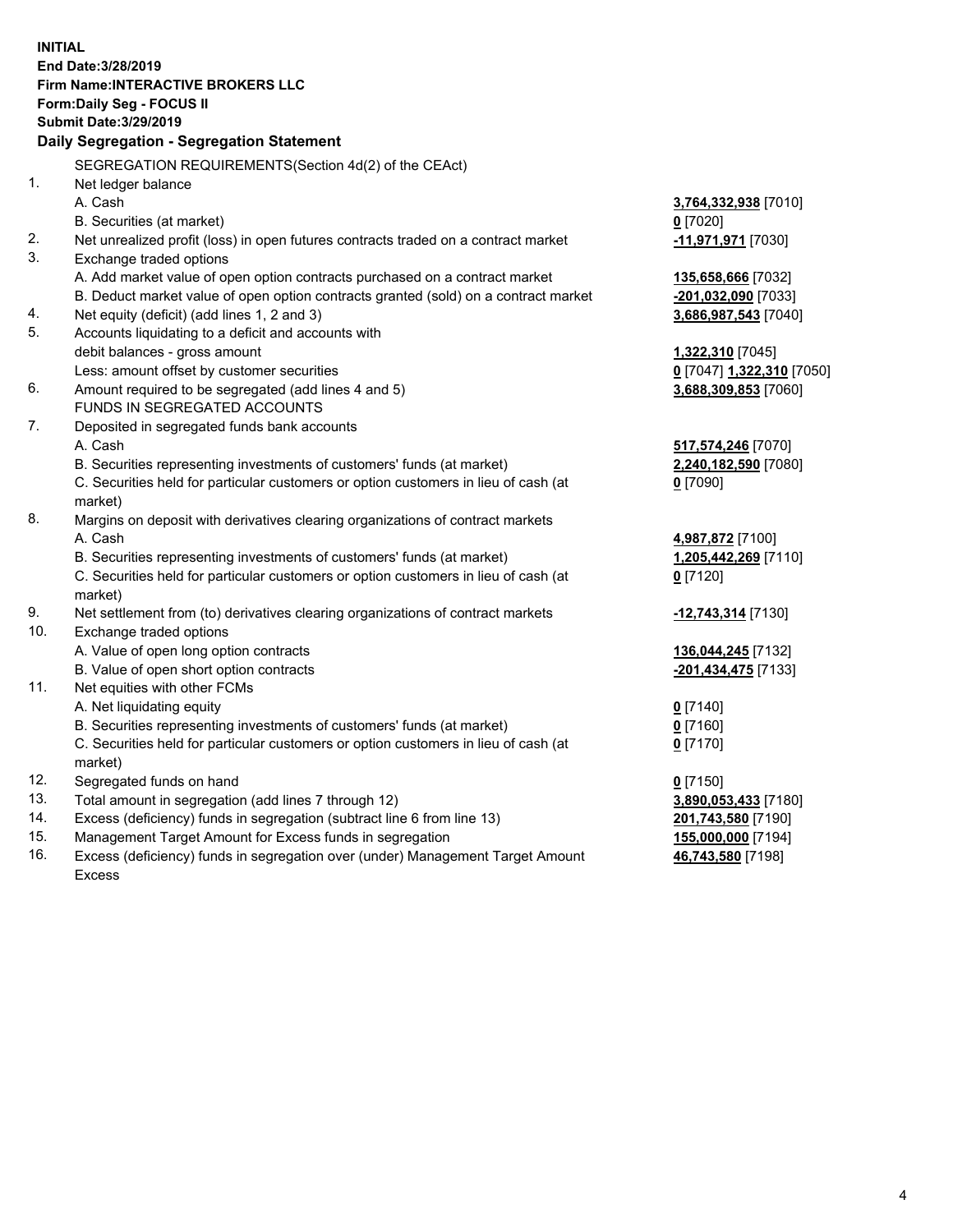**INITIAL**
**End Date:3/28/2019**
**Firm Name:INTERACTIVE BROKERS LLC**
**Form:Daily Seg - FOCUS II**
**Submit Date:3/29/2019**

**Daily Segregation - Segregation Statement**

| | | |
|---|---|---|
| | SEGREGATION REQUIREMENTS(Section 4d(2) of the CEAct) | |
| 1. | Net ledger balance | |
| | A. Cash | **3,764,332,938** [7010] |
| | B. Securities (at market) | **0** [7020] |
| 2. | Net unrealized profit (loss) in open futures contracts traded on a contract market | **-11,971,971** [7030] |
| 3. | Exchange traded options | |
| | A. Add market value of open option contracts purchased on a contract market | **135,658,666** [7032] |
| | B. Deduct market value of open option contracts granted (sold) on a contract market | **-201,032,090** [7033] |
| 4. | Net equity (deficit) (add lines 1, 2 and 3) | **3,686,987,543** [7040] |
| 5. | Accounts liquidating to a deficit and accounts with debit balances - gross amount | **1,322,310** [7045] |
| | Less: amount offset by customer securities | **0** [7047] **1,322,310** [7050] |
| 6. | Amount required to be segregated (add lines 4 and 5) | **3,688,309,853** [7060] |
| | FUNDS IN SEGREGATED ACCOUNTS | |
| 7. | Deposited in segregated funds bank accounts | |
| | A. Cash | **517,574,246** [7070] |
| | B. Securities representing investments of customers' funds (at market) | **2,240,182,590** [7080] |
| | C. Securities held for particular customers or option customers in lieu of cash (at market) | **0** [7090] |
| 8. | Margins on deposit with derivatives clearing organizations of contract markets | |
| | A. Cash | **4,987,872** [7100] |
| | B. Securities representing investments of customers' funds (at market) | **1,205,442,269** [7110] |
| | C. Securities held for particular customers or option customers in lieu of cash (at market) | **0** [7120] |
| 9. | Net settlement from (to) derivatives clearing organizations of contract markets | **-12,743,314** [7130] |
| 10. | Exchange traded options | |
| | A. Value of open long option contracts | **136,044,245** [7132] |
| | B. Value of open short option contracts | **-201,434,475** [7133] |
| 11. | Net equities with other FCMs | |
| | A. Net liquidating equity | **0** [7140] |
| | B. Securities representing investments of customers' funds (at market) | **0** [7160] |
| | C. Securities held for particular customers or option customers in lieu of cash (at market) | **0** [7170] |
| 12. | Segregated funds on hand | **0** [7150] |
| 13. | Total amount in segregation (add lines 7 through 12) | **3,890,053,433** [7180] |
| 14. | Excess (deficiency) funds in segregation (subtract line 6 from line 13) | **201,743,580** [7190] |
| 15. | Management Target Amount for Excess funds in segregation | **155,000,000** [7194] |
| 16. | Excess (deficiency) funds in segregation over (under) Management Target Amount Excess | **46,743,580** [7198] |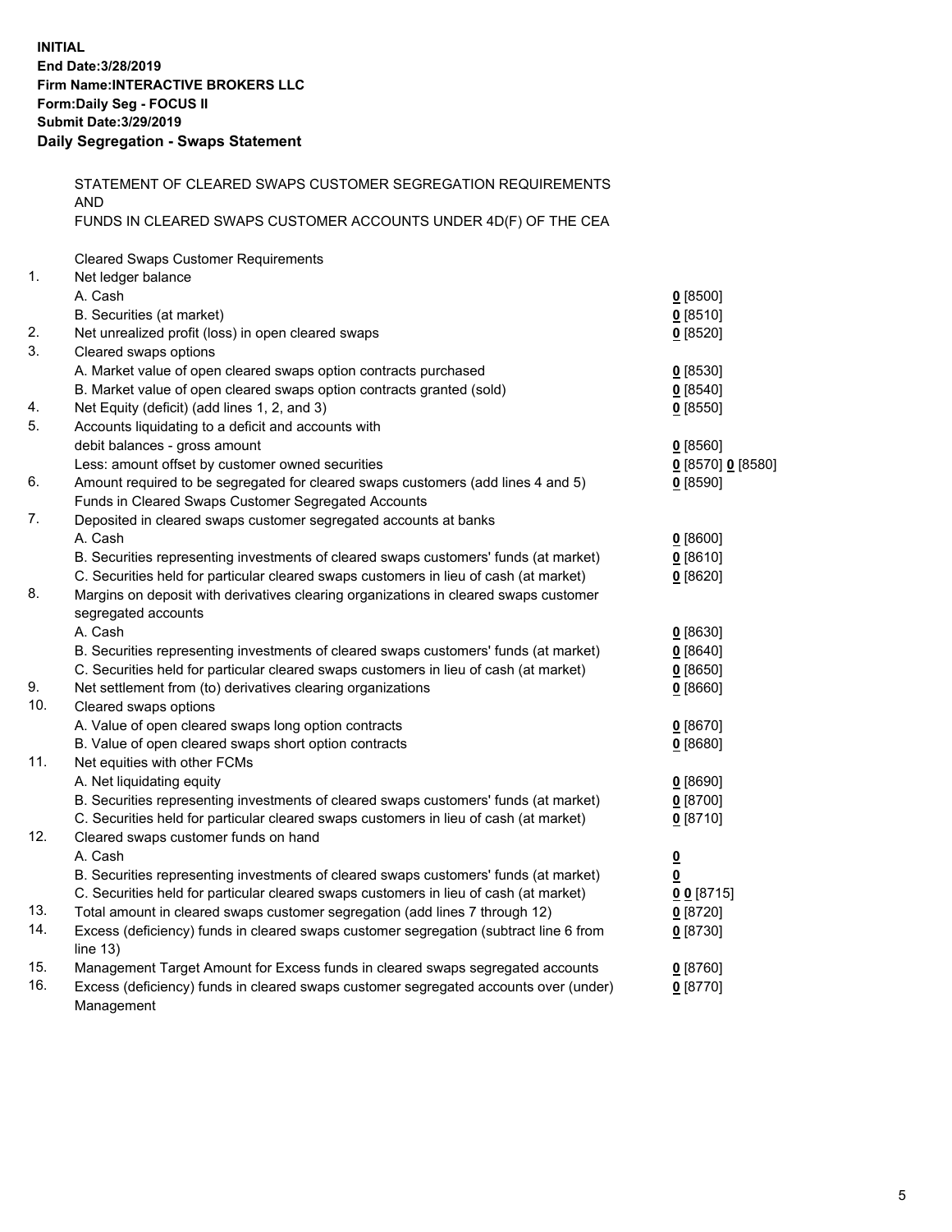**INITIAL**
**End Date:3/28/2019**
**Firm Name:INTERACTIVE BROKERS LLC**
**Form:Daily Seg - FOCUS II**
**Submit Date:3/29/2019**
**Daily Segregation - Swaps Statement**

STATEMENT OF CLEARED SWAPS CUSTOMER SEGREGATION REQUIREMENTS AND FUNDS IN CLEARED SWAPS CUSTOMER ACCOUNTS UNDER 4D(F) OF THE CEA

| | | |
|---|---|---|
| | Cleared Swaps Customer Requirements | |
| 1. | Net ledger balance | |
| | A. Cash | 0 [8500] |
| | B. Securities (at market) | 0 [8510] |
| 2. | Net unrealized profit (loss) in open cleared swaps | 0 [8520] |
| 3. | Cleared swaps options | |
| | A. Market value of open cleared swaps option contracts purchased | 0 [8530] |
| | B. Market value of open cleared swaps option contracts granted (sold) | 0 [8540] |
| 4. | Net Equity (deficit) (add lines 1, 2, and 3) | 0 [8550] |
| 5. | Accounts liquidating to a deficit and accounts with | |
| | debit balances - gross amount | 0 [8560] |
| | Less: amount offset by customer owned securities | 0 [8570] 0 [8580] |
| 6. | Amount required to be segregated for cleared swaps customers (add lines 4 and 5) | 0 [8590] |
| | Funds in Cleared Swaps Customer Segregated Accounts | |
| 7. | Deposited in cleared swaps customer segregated accounts at banks | |
| | A. Cash | 0 [8600] |
| | B. Securities representing investments of cleared swaps customers' funds (at market) | 0 [8610] |
| | C. Securities held for particular cleared swaps customers in lieu of cash (at market) | 0 [8620] |
| 8. | Margins on deposit with derivatives clearing organizations in cleared swaps customer segregated accounts | |
| | A. Cash | 0 [8630] |
| | B. Securities representing investments of cleared swaps customers' funds (at market) | 0 [8640] |
| | C. Securities held for particular cleared swaps customers in lieu of cash (at market) | 0 [8650] |
| 9. | Net settlement from (to) derivatives clearing organizations | 0 [8660] |
| 10. | Cleared swaps options | |
| | A. Value of open cleared swaps long option contracts | 0 [8670] |
| | B. Value of open cleared swaps short option contracts | 0 [8680] |
| 11. | Net equities with other FCMs | |
| | A. Net liquidating equity | 0 [8690] |
| | B. Securities representing investments of cleared swaps customers' funds (at market) | 0 [8700] |
| | C. Securities held for particular cleared swaps customers in lieu of cash (at market) | 0 [8710] |
| 12. | Cleared swaps customer funds on hand | |
| | A. Cash | 0 |
| | B. Securities representing investments of cleared swaps customers' funds (at market) | 0 |
| | C. Securities held for particular cleared swaps customers in lieu of cash (at market) | 0 0 [8715] |
| 13. | Total amount in cleared swaps customer segregation (add lines 7 through 12) | 0 [8720] |
| 14. | Excess (deficiency) funds in cleared swaps customer segregation (subtract line 6 from line 13) | 0 [8730] |
| 15. | Management Target Amount for Excess funds in cleared swaps segregated accounts | 0 [8760] |
| 16. | Excess (deficiency) funds in cleared swaps customer segregated accounts over (under) Management | 0 [8770] |